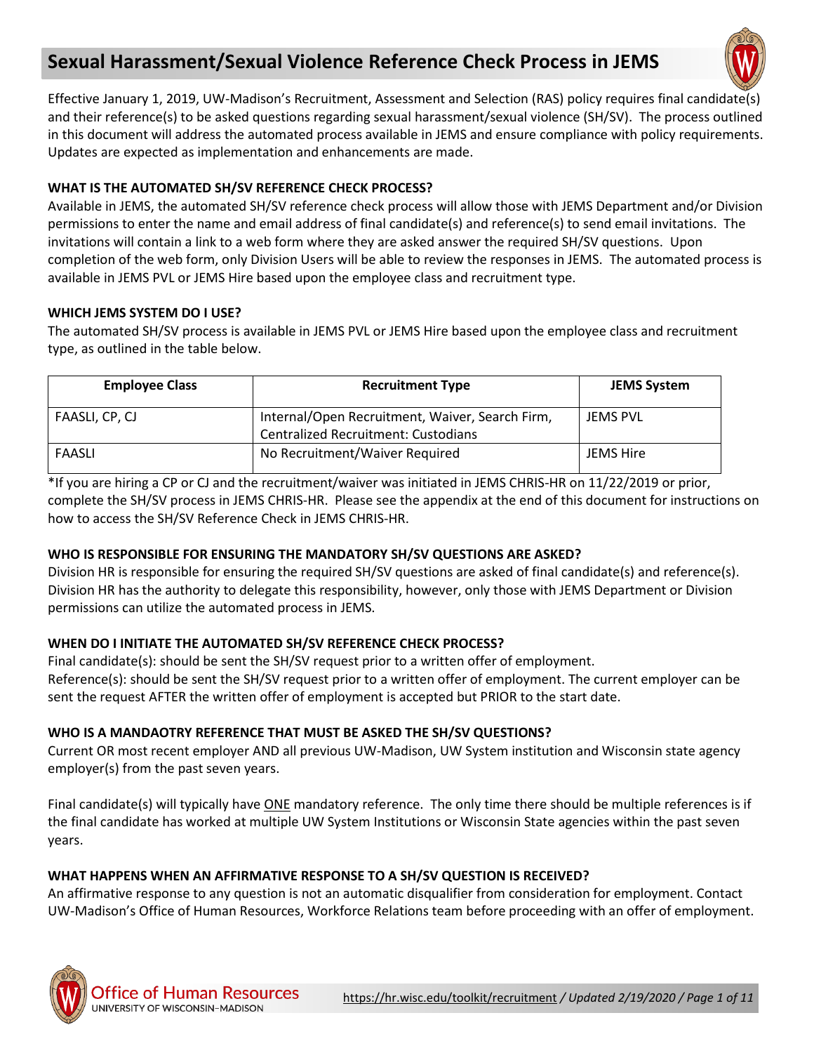# Sexual Harassment/Sexual Violence Reference Check Process in JEMS

Effective January 1, 2019, UW-Madison's Recruitment, Assessment and Selection (RAS) policy requires final candidate(s) and their reference(s) to be asked questions regarding sexual harassment/sexual violence (SH/SV). The process outlined in this document will address the automated process available in JEMS and ensure compliance with policy requirements. Updates are expected as implementation and enhancements are made.

**WHAT IS THE AUTOMATED SH/SV REFERENCE CHECK PROCESS?**

Available in JEMS, the automated SH/SV reference check process will allow those with JEMS Department and/or Division permissions to enter the name and email address of final candidate(s) and reference(s) to send email invitations. The invitations will contain a link to a web form where they are asked answer the required SH/SV questions. Upon completion of the web form, only Division Users will be able to review the responses in JEMS. The automated process is available in JEMS PVL or JEMS Hire based upon the employee class and recruitment type.

**WHICH JEMS SYSTEM DO I USE?**

The automated SH/SV process is available in JEMS PVL or JEMS Hire based upon the employee class and recruitment type, as outlined in the table below.

| Employee Class | Recruitment Type | JEMS System |
|---|---|---|
| FAASLI, CP, CJ | Internal/Open Recruitment, Waiver, Search Firm, Centralized Recruitment: Custodians | JEMS PVL |
| FAASLI | No Recruitment/Waiver Required | JEMS Hire |

*If you are hiring a CP or CJ and the recruitment/waiver was initiated in JEMS CHRIS-HR on 11/22/2019 or prior, complete the SH/SV process in JEMS CHRIS-HR. Please see the appendix at the end of this document for instructions on how to access the SH/SV Reference Check in JEMS CHRIS-HR.

**WHO IS RESPONSIBLE FOR ENSURING THE MANDATORY SH/SV QUESTIONS ARE ASKED?**

Division HR is responsible for ensuring the required SH/SV questions are asked of final candidate(s) and reference(s). Division HR has the authority to delegate this responsibility, however, only those with JEMS Department or Division permissions can utilize the automated process in JEMS.

**WHEN DO I INITIATE THE AUTOMATED SH/SV REFERENCE CHECK PROCESS?**

Final candidate(s): should be sent the SH/SV request prior to a written offer of employment.
Reference(s): should be sent the SH/SV request prior to a written offer of employment. The current employer can be sent the request AFTER the written offer of employment is accepted but PRIOR to the start date.

**WHO IS A MANDAOTRY REFERENCE THAT MUST BE ASKED THE SH/SV QUESTIONS?**

Current OR most recent employer AND all previous UW-Madison, UW System institution and Wisconsin state agency employer(s) from the past seven years.

Final candidate(s) will typically have <u>ONE</u> mandatory reference. The only time there should be multiple references is if the final candidate has worked at multiple UW System Institutions or Wisconsin State agencies within the past seven years.

**WHAT HAPPENS WHEN AN AFFIRMATIVE RESPONSE TO A SH/SV QUESTION IS RECEIVED?**

An affirmative response to any question is not an automatic disqualifier from consideration for employment. Contact UW-Madison's Office of Human Resources, Workforce Relations team before proceeding with an offer of employment.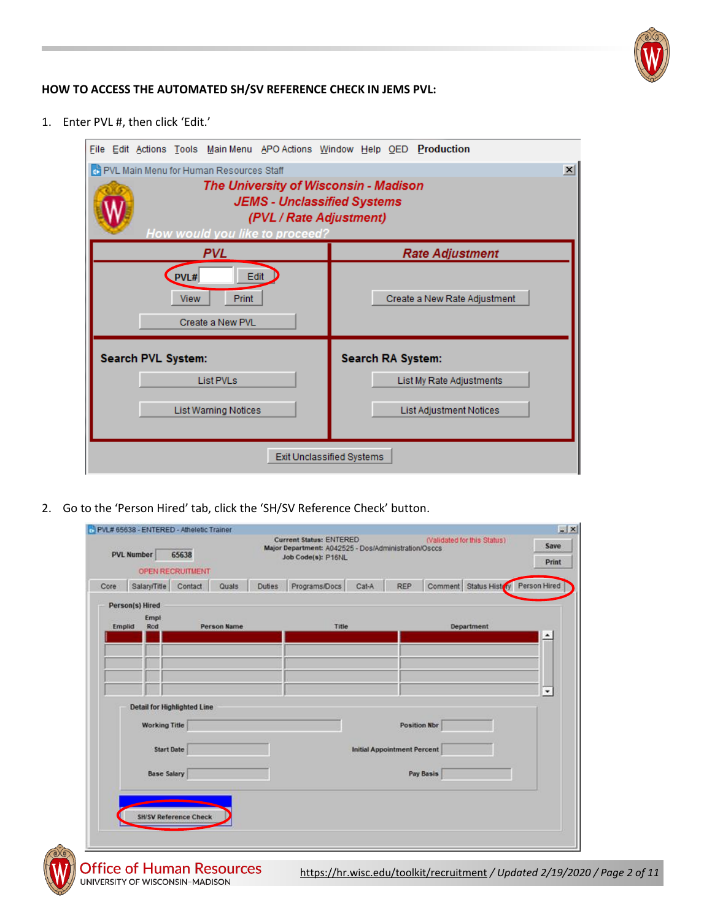**HOW TO ACCESS THE AUTOMATED SH/SV REFERENCE CHECK IN JEMS PVL:**

1. Enter PVL #, then click 'Edit.'

2. Go to the 'Person Hired' tab, click the 'SH/SV Reference Check' button.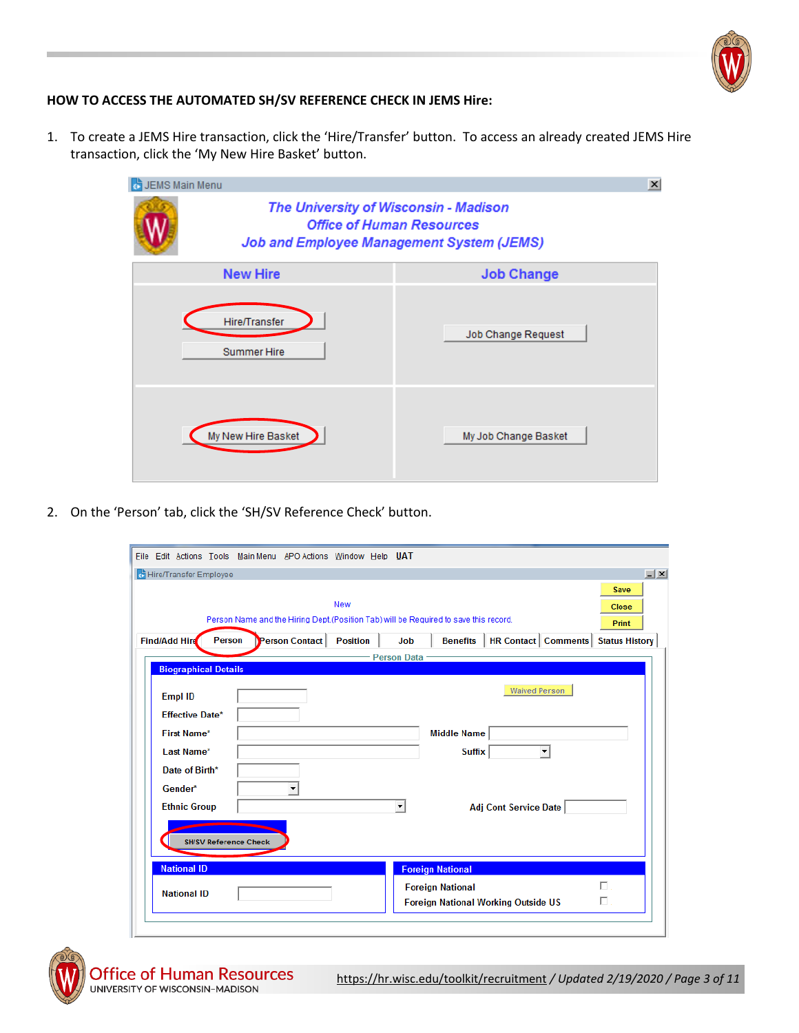**HOW TO ACCESS THE AUTOMATED SH/SV REFERENCE CHECK IN JEMS Hire:**

1. To create a JEMS Hire transaction, click the ‘Hire/Transfer’ button. To access an already created JEMS Hire transaction, click the ‘My New Hire Basket’ button.

2. On the ‘Person’ tab, click the ‘SH/SV Reference Check’ button.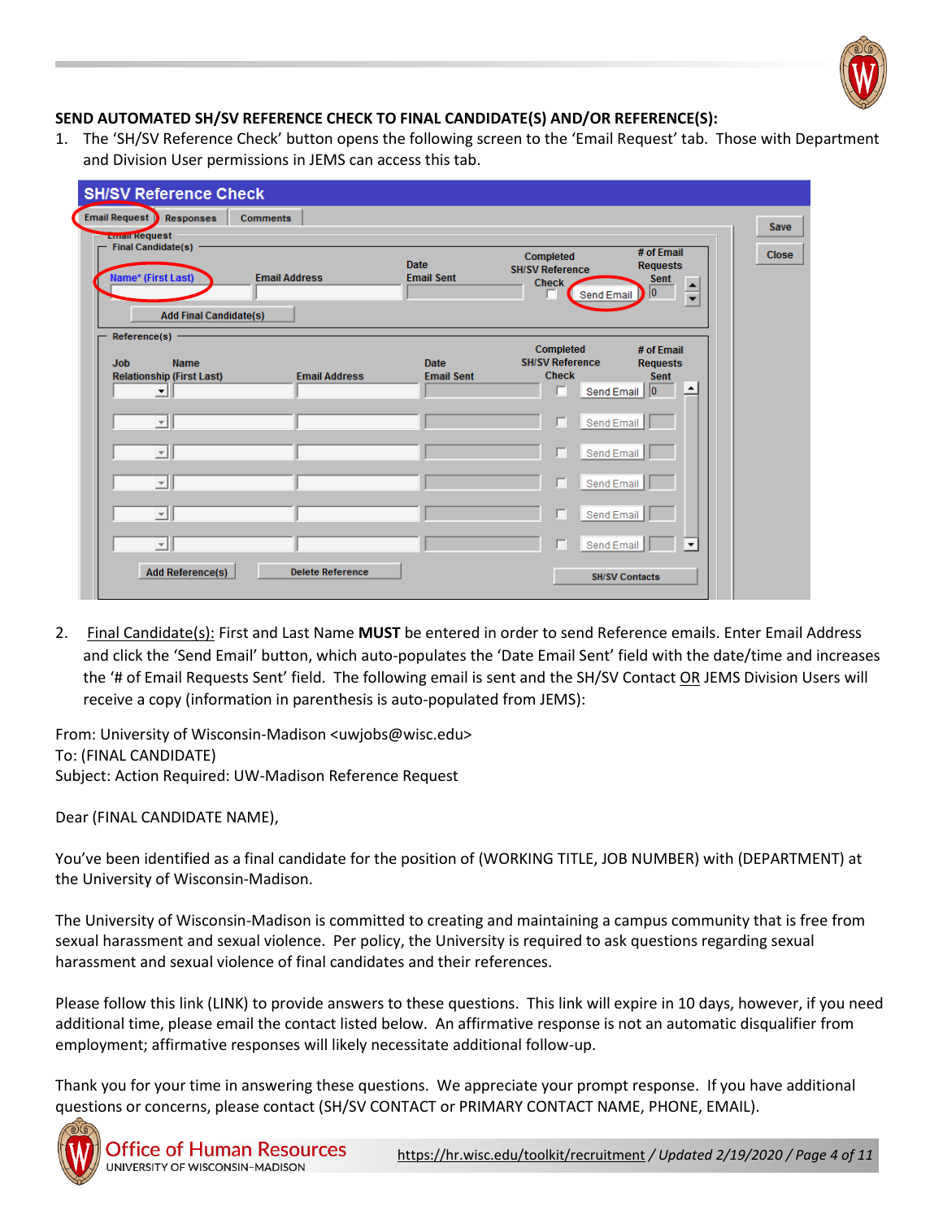**SEND AUTOMATED SH/SV REFERENCE CHECK TO FINAL CANDIDATE(S) AND/OR REFERENCE(S):**

1. The 'SH/SV Reference Check' button opens the following screen to the 'Email Request' tab. Those with Department and Division User permissions in JEMS can access this tab.

2. Final Candidate(s): First and Last Name **MUST** be entered in order to send Reference emails. Enter Email Address and click the 'Send Email' button, which auto-populates the 'Date Email Sent' field with the date/time and increases the '# of Email Requests Sent' field. The following email is sent and the SH/SV Contact OR JEMS Division Users will receive a copy (information in parenthesis is auto-populated from JEMS):

From: University of Wisconsin-Madison <uwjobs@wisc.edu>
To: (FINAL CANDIDATE)
Subject: Action Required: UW-Madison Reference Request

Dear (FINAL CANDIDATE NAME),

You've been identified as a final candidate for the position of (WORKING TITLE, JOB NUMBER) with (DEPARTMENT) at the University of Wisconsin-Madison.

The University of Wisconsin-Madison is committed to creating and maintaining a campus community that is free from sexual harassment and sexual violence. Per policy, the University is required to ask questions regarding sexual harassment and sexual violence of final candidates and their references.

Please follow this link (LINK) to provide answers to these questions. This link will expire in 10 days, however, if you need additional time, please email the contact listed below. An affirmative response is not an automatic disqualifier from employment; affirmative responses will likely necessitate additional follow-up.

Thank you for your time in answering these questions. We appreciate your prompt response. If you have additional questions or concerns, please contact (SH/SV CONTACT or PRIMARY CONTACT NAME, PHONE, EMAIL).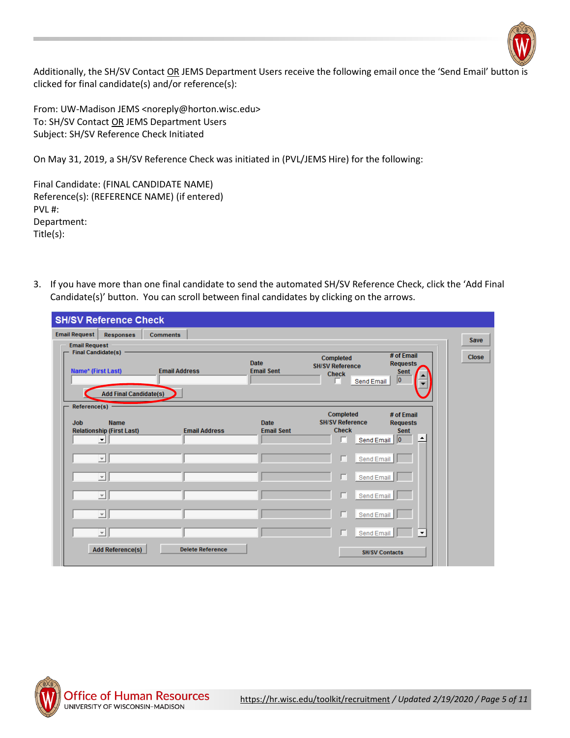Additionally, the SH/SV Contact <u>OR</u> JEMS Department Users receive the following email once the 'Send Email' button is clicked for final candidate(s) and/or reference(s):

From: UW-Madison JEMS <noreply@horton.wisc.edu>
To: SH/SV Contact <u>OR</u> JEMS Department Users
Subject: SH/SV Reference Check Initiated

On May 31, 2019, a SH/SV Reference Check was initiated in (PVL/JEMS Hire) for the following:

Final Candidate: (FINAL CANDIDATE NAME)
Reference(s): (REFERENCE NAME) (if entered)
PVL #:
Department:
Title(s):

3. If you have more than one final candidate to send the automated SH/SV Reference Check, click the 'Add Final Candidate(s)' button. You can scroll between final candidates by clicking on the arrows.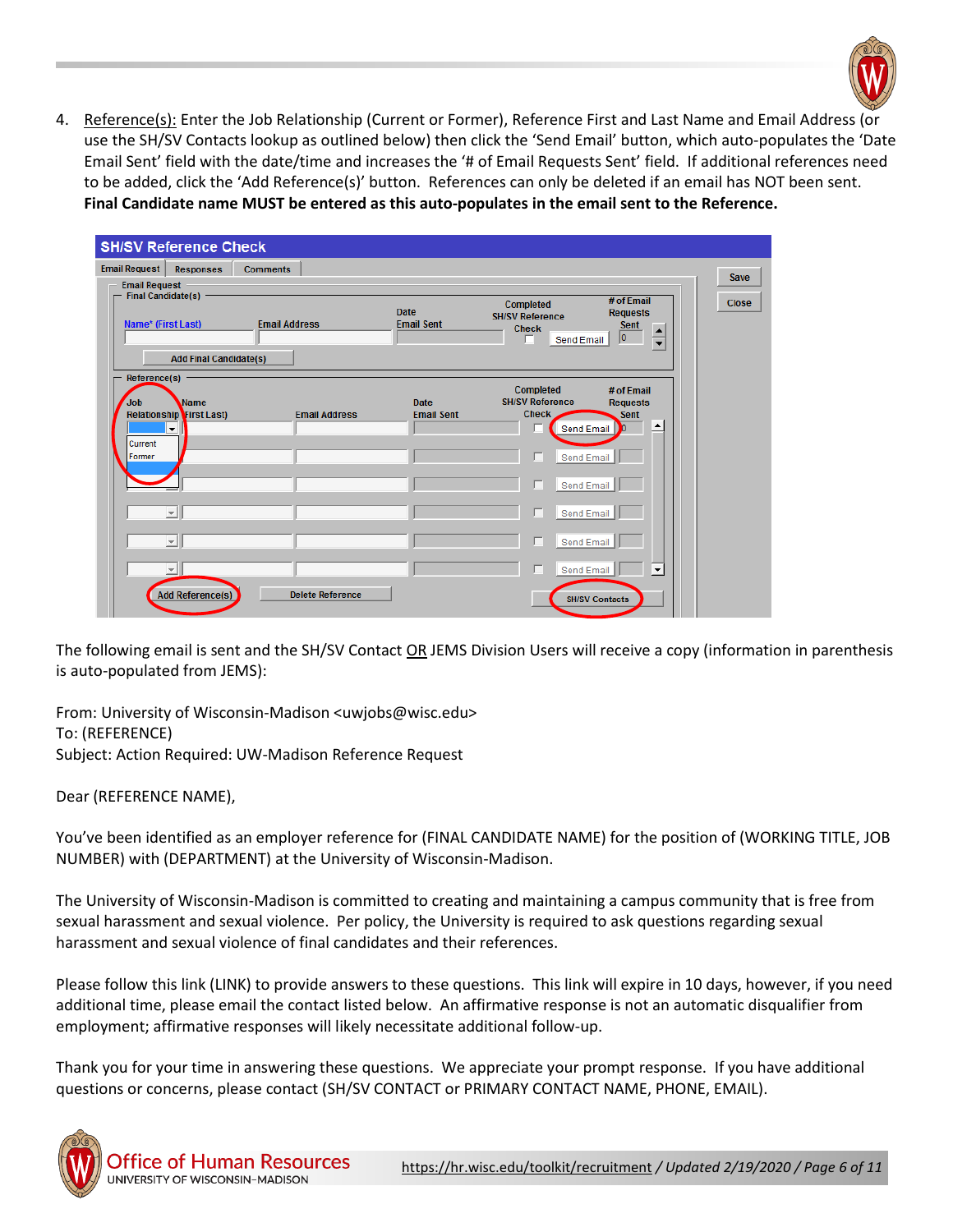4. Reference(s): Enter the Job Relationship (Current or Former), Reference First and Last Name and Email Address (or use the SH/SV Contacts lookup as outlined below) then click the 'Send Email' button, which auto-populates the 'Date Email Sent' field with the date/time and increases the '# of Email Requests Sent' field. If additional references need to be added, click the 'Add Reference(s)' button. References can only be deleted if an email has NOT been sent. **Final Candidate name MUST be entered as this auto-populates in the email sent to the Reference.**

The following email is sent and the SH/SV Contact OR JEMS Division Users will receive a copy (information in parenthesis is auto-populated from JEMS):

From: University of Wisconsin-Madison <uwjobs@wisc.edu>
To: (REFERENCE)
Subject: Action Required: UW-Madison Reference Request

Dear (REFERENCE NAME),

You've been identified as an employer reference for (FINAL CANDIDATE NAME) for the position of (WORKING TITLE, JOB NUMBER) with (DEPARTMENT) at the University of Wisconsin-Madison.

The University of Wisconsin-Madison is committed to creating and maintaining a campus community that is free from sexual harassment and sexual violence. Per policy, the University is required to ask questions regarding sexual harassment and sexual violence of final candidates and their references.

Please follow this link (LINK) to provide answers to these questions. This link will expire in 10 days, however, if you need additional time, please email the contact listed below. An affirmative response is not an automatic disqualifier from employment; affirmative responses will likely necessitate additional follow-up.

Thank you for your time in answering these questions. We appreciate your prompt response. If you have additional questions or concerns, please contact (SH/SV CONTACT or PRIMARY CONTACT NAME, PHONE, EMAIL).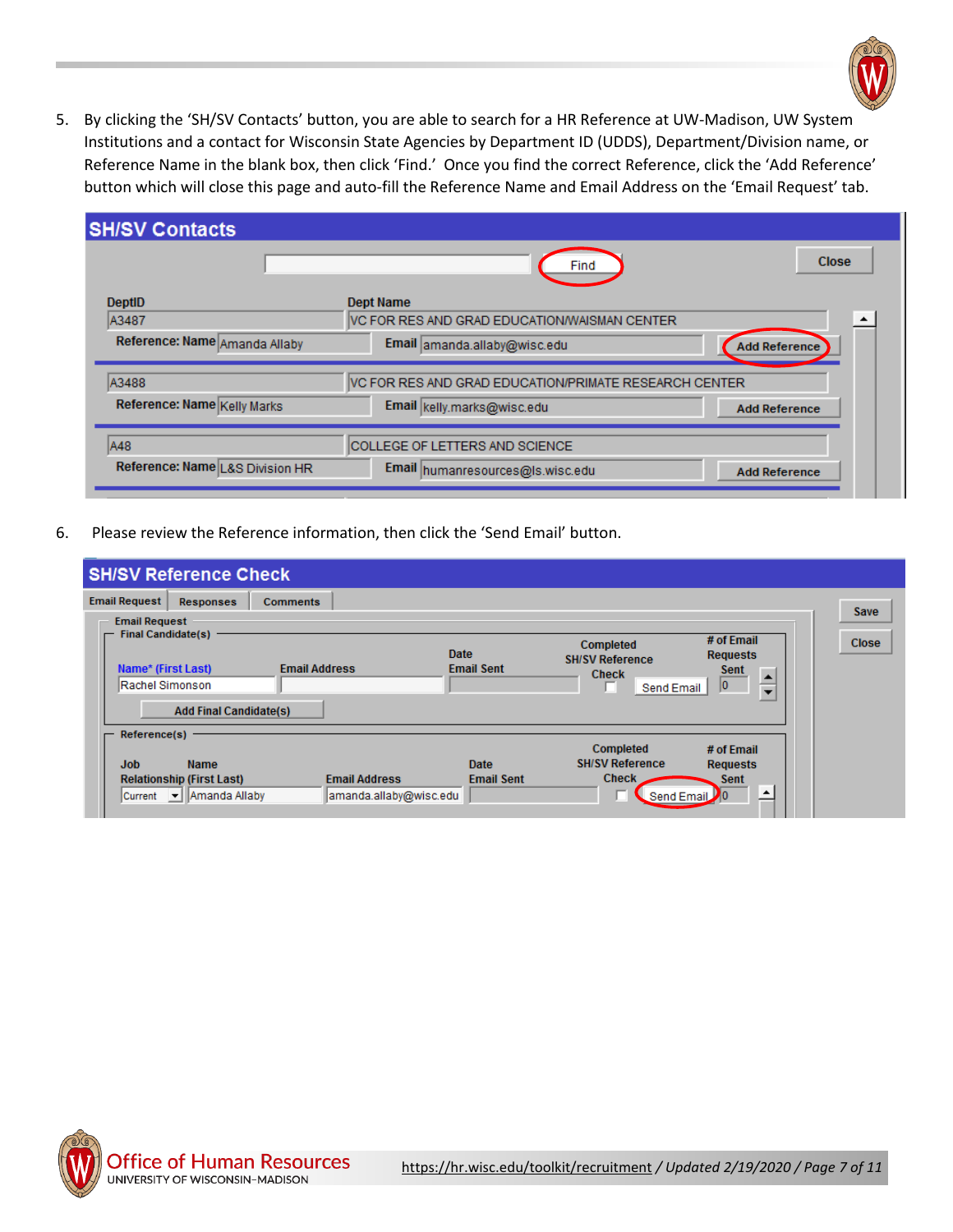5. By clicking the 'SH/SV Contacts' button, you are able to search for a HR Reference at UW-Madison, UW System Institutions and a contact for Wisconsin State Agencies by Department ID (UDDS), Department/Division name, or Reference Name in the blank box, then click 'Find.' Once you find the correct Reference, click the 'Add Reference' button which will close this page and auto-fill the Reference Name and Email Address on the 'Email Request' tab.

6. Please review the Reference information, then click the 'Send Email' button.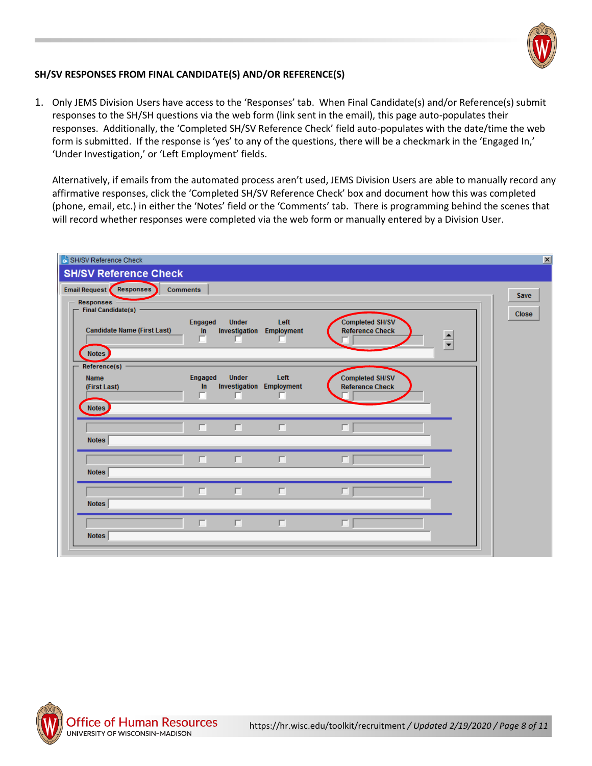**SH/SV RESPONSES FROM FINAL CANDIDATE(S) AND/OR REFERENCE(S)**

1. Only JEMS Division Users have access to the 'Responses' tab. When Final Candidate(s) and/or Reference(s) submit responses to the SH/SH questions via the web form (link sent in the email), this page auto-populates their responses. Additionally, the 'Completed SH/SV Reference Check' field auto-populates with the date/time the web form is submitted. If the response is 'yes' to any of the questions, there will be a checkmark in the 'Engaged In,' 'Under Investigation,' or 'Left Employment' fields.

   Alternatively, if emails from the automated process aren't used, JEMS Division Users are able to manually record any affirmative responses, click the 'Completed SH/SV Reference Check' box and document how this was completed (phone, email, etc.) in either the 'Notes' field or the 'Comments' tab. There is programming behind the scenes that will record whether responses were completed via the web form or manually entered by a Division User.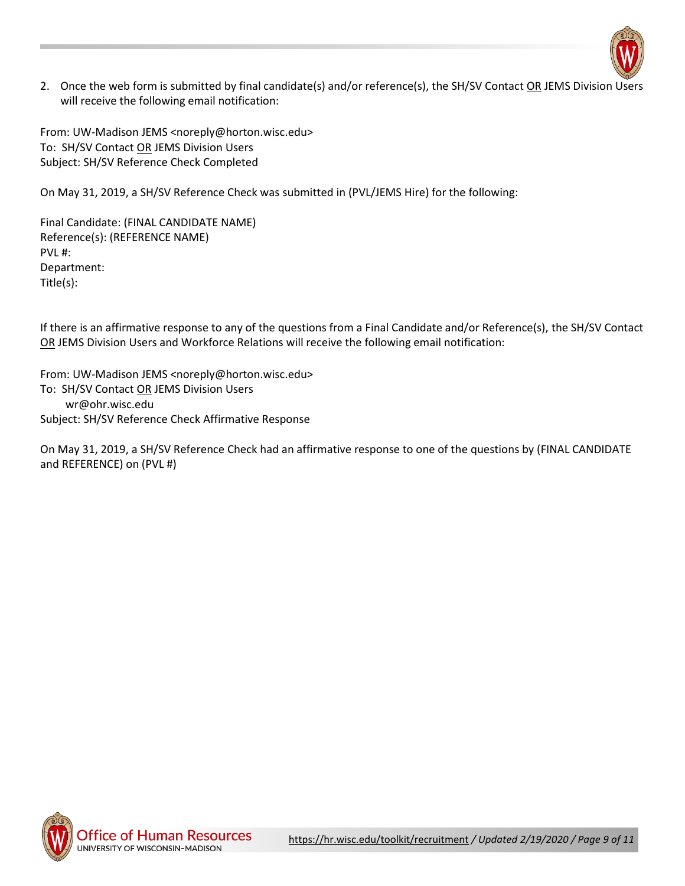2. Once the web form is submitted by final candidate(s) and/or reference(s), the SH/SV Contact <u>OR</u> JEMS Division Users will receive the following email notification:

From: UW-Madison JEMS <noreply@horton.wisc.edu>
To: SH/SV Contact <u>OR</u> JEMS Division Users
Subject: SH/SV Reference Check Completed

On May 31, 2019, a SH/SV Reference Check was submitted in (PVL/JEMS Hire) for the following:

Final Candidate: (FINAL CANDIDATE NAME)
Reference(s): (REFERENCE NAME)
PVL #:
Department:
Title(s):

If there is an affirmative response to any of the questions from a Final Candidate and/or Reference(s), the SH/SV Contact <u>OR</u> JEMS Division Users and Workforce Relations will receive the following email notification:

From: UW-Madison JEMS <noreply@horton.wisc.edu>
To: SH/SV Contact <u>OR</u> JEMS Division Users
wr@ohr.wisc.edu
Subject: SH/SV Reference Check Affirmative Response

On May 31, 2019, a SH/SV Reference Check had an affirmative response to one of the questions by (FINAL CANDIDATE and REFERENCE) on (PVL #)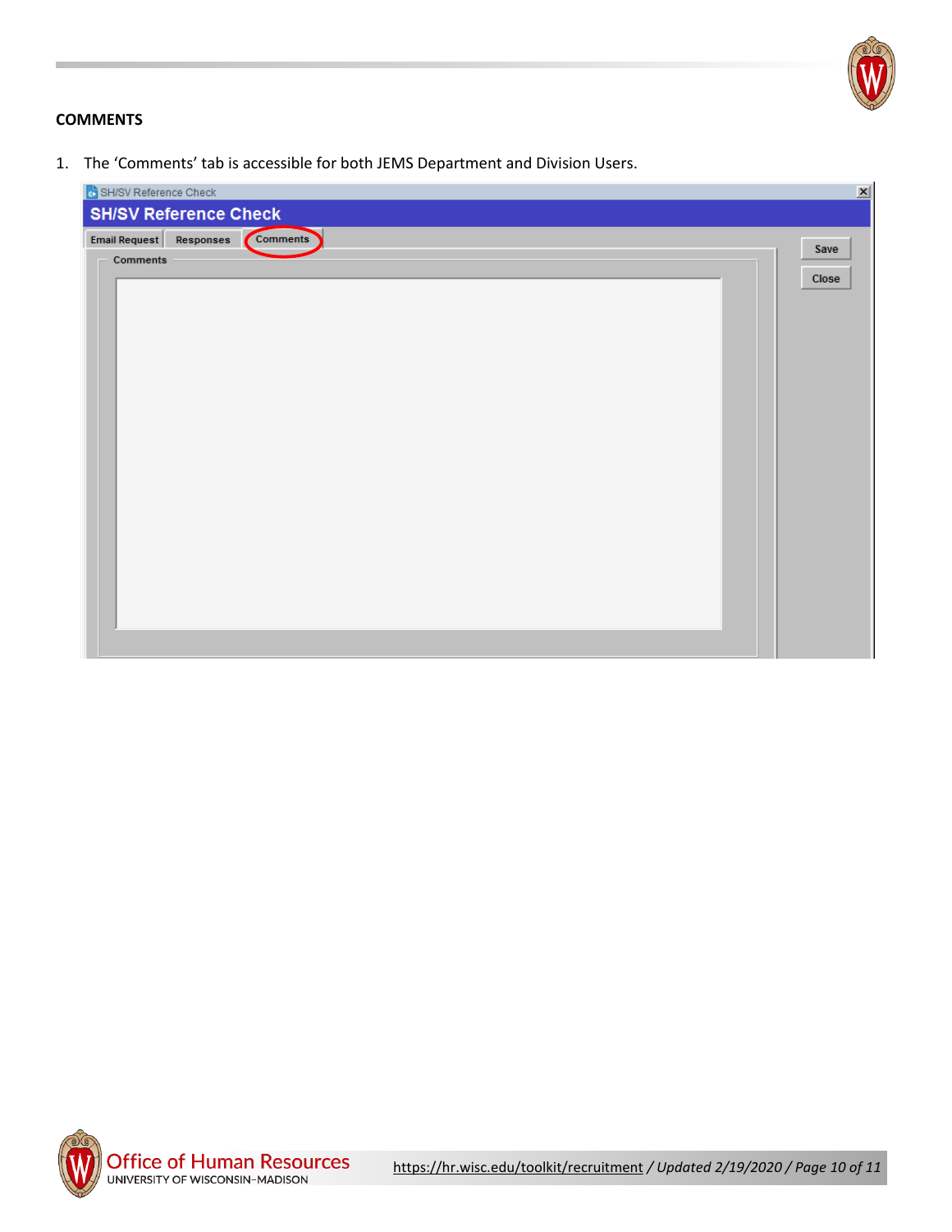## COMMENTS

1. The 'Comments' tab is accessible for both JEMS Department and Division Users.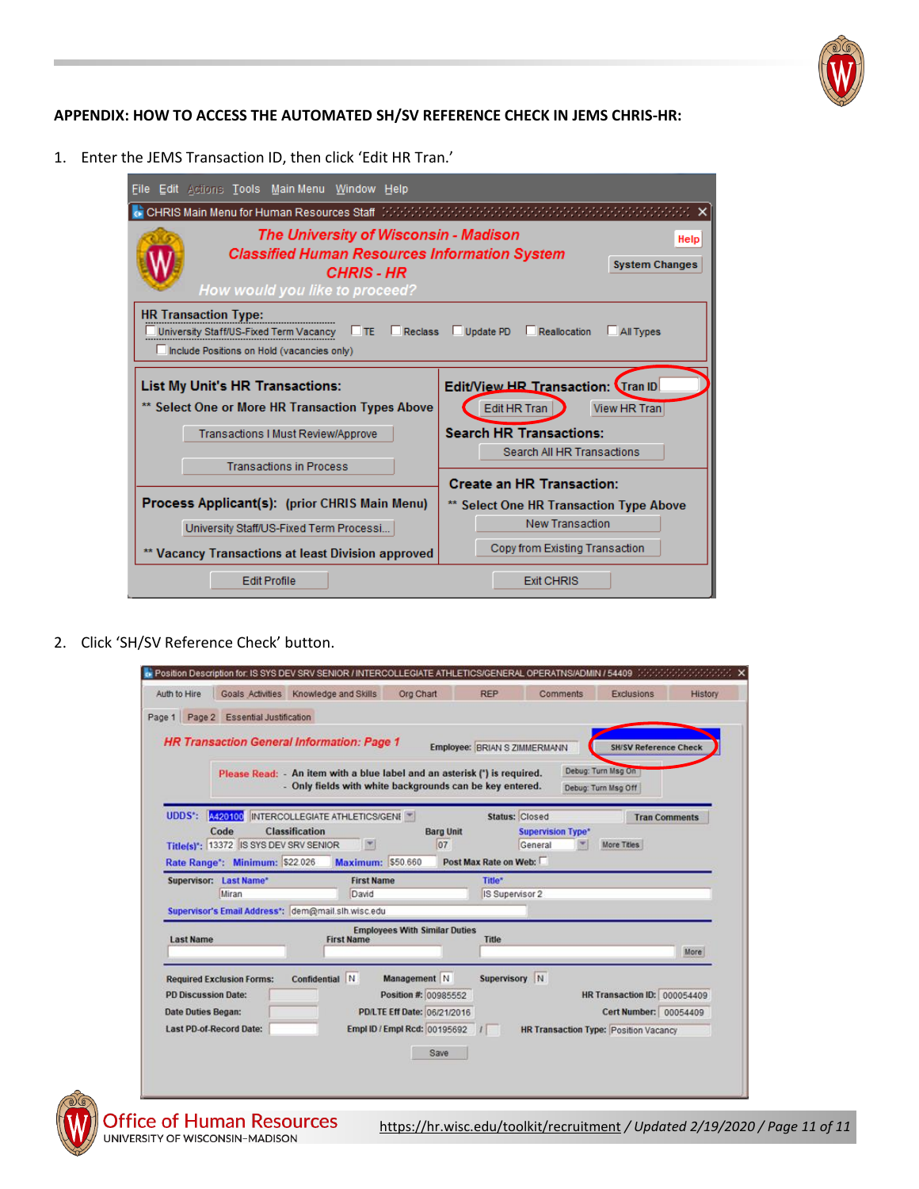**APPENDIX: HOW TO ACCESS THE AUTOMATED SH/SV REFERENCE CHECK IN JEMS CHRIS-HR:**

1. Enter the JEMS Transaction ID, then click 'Edit HR Tran.'

2. Click 'SH/SV Reference Check' button.